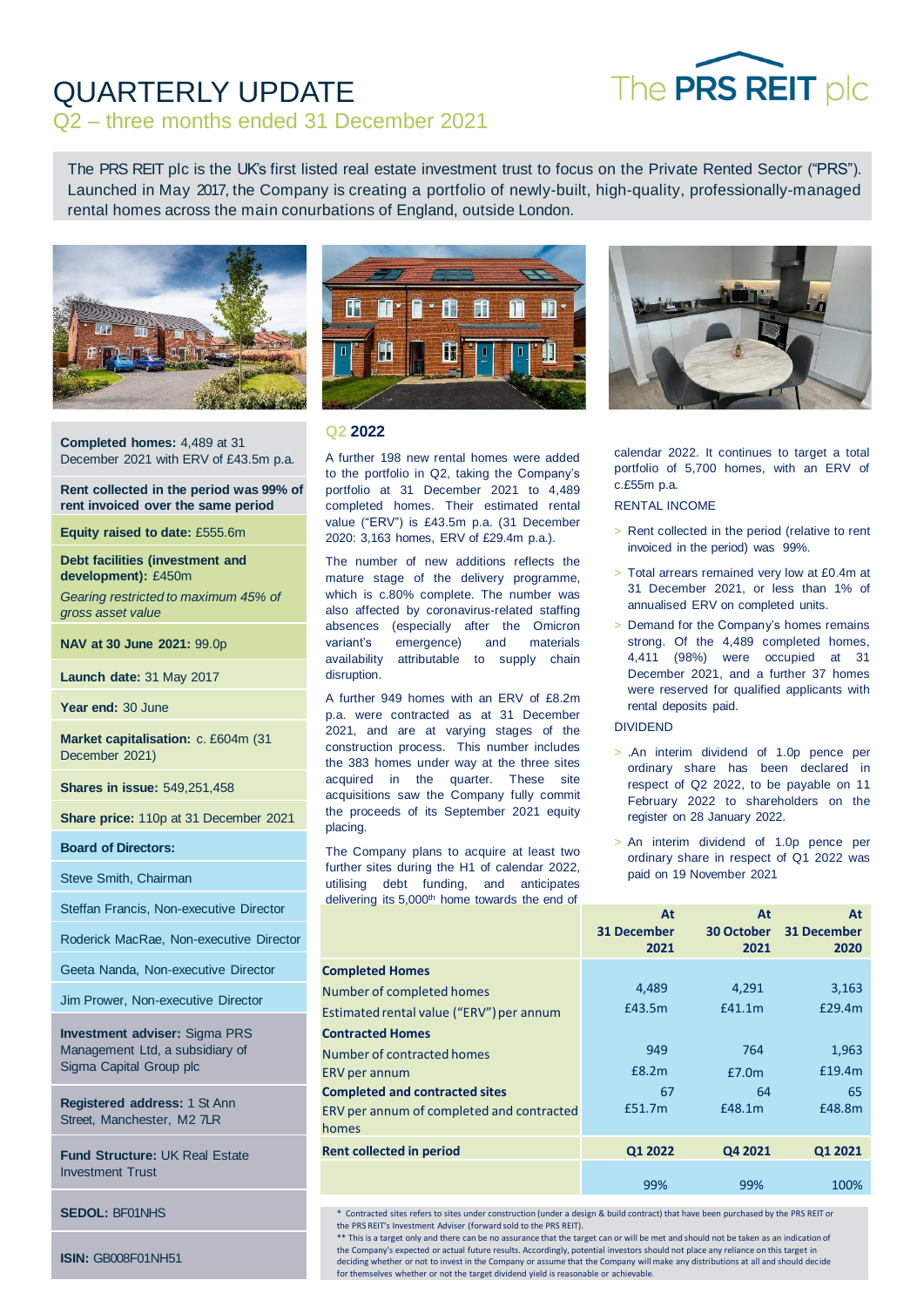# QUARTERLY UPDATE

## Q2 – three months ended 31 December 2021

The PRS REIT plc

The PRS REIT plc is the UK's first listed real estate investment trust to focus on the Private Rented Sector ("PRS"). Launched in May 2017, the Company is creating a portfolio of newly-built, high-quality, professionally-managed rental homes across the main conurbations of England, outside London.

**Completed homes:** 4,489 at 31 December 2021 with ERV of £43.5m p.a.

**Rent collected in the period was 99% of rent invoiced over the same period**

**Equity raised to date:** £555.6m

**Debt facilities (investment and development):** £450m

*Gearing restricted to maximum 45% of gross asset value*

**NAV at 30 June 2021:** 99.0p

**Launch date:** 31 May 2017

**Year end:** 30 June

**Market capitalisation:** c. £604m (31 December 2021)

**Shares in issue:** 549,251,458

**Share price:** 110p at 31 December 2021

**Board of Directors:**

Steve Smith, Chairman

Steffan Francis, Non-executive Director

Roderick MacRae, Non-executive Director

Geeta Nanda, Non-executive Director

Jim Prower, Non-executive Director

**Investment adviser:** Sigma PRS Management Ltd, a subsidiary of Sigma Capital Group plc

**Registered address:** 1 St Ann Street, Manchester, M2 7LR

**Fund Structure:** UK Real Estate Investment Trust

**SEDOL:** BF01NHS

**ISIN:** GB008F01NH51

### Q2 2022

A further 198 new rental homes were added to the portfolio in Q2, taking the Company's portfolio at 31 December 2021 to 4,489 completed homes. Their estimated rental value ("ERV") is £43.5m p.a. (31 December 2020: 3,163 homes, ERV of £29.4m p.a.).

The number of new additions reflects the mature stage of the delivery programme, which is c.80% complete. The number was also affected by coronavirus-related staffing absences (especially after the Omicron variant's emergence) and materials availability attributable to supply chain disruption.

A further 949 homes with an ERV of £8.2m p.a. were contracted as at 31 December 2021, and are at varying stages of the construction process. This number includes the 383 homes under way at the three sites acquired in the quarter. These site acquisitions saw the Company fully commit the proceeds of its September 2021 equity placing.

The Company plans to acquire at least two further sites during the H1 of calendar 2022, utilising debt funding, and anticipates delivering its 5,000th home towards the end of calendar 2022. It continues to target a total portfolio of 5,700 homes, with an ERV of c.£55m p.a.

RENTAL INCOME

- Rent collected in the period (relative to rent invoiced in the period) was 99%.
- Total arrears remained very low at £0.4m at 31 December 2021, or less than 1% of annualised ERV on completed units.
- Demand for the Company's homes remains strong. Of the 4,489 completed homes, 4,411 (98%) were occupied at 31 December 2021, and a further 37 homes were reserved for qualified applicants with rental deposits paid.

DIVIDEND

- .An interim dividend of 1.0p pence per ordinary share has been declared in respect of Q2 2022, to be payable on 11 February 2022 to shareholders on the register on 28 January 2022.
- An interim dividend of 1.0p pence per ordinary share in respect of Q1 2022 was paid on 19 November 2021

| | At 31 December 2021 | At 30 October 2021 | At 31 December 2020 |
|---|---|---|---|
| **Completed Homes** | | | |
| Number of completed homes | 4,489 | 4,291 | 3,163 |
| Estimated rental value ("ERV") per annum | £43.5m | £41.1m | £29.4m |
| **Contracted Homes** | | | |
| Number of contracted homes | 949 | 764 | 1,963 |
| ERV per annum | £8.2m | £7.0m | £19.4m |
| **Completed and contracted sites** | 67 | 64 | 65 |
| ERV per annum of completed and contracted homes | £51.7m | £48.1m | £48.8m |
| **Rent collected in period** | **Q1 2022** | **Q4 2021** | **Q1 2021** |
| | 99% | 99% | 100% |

\* Contracted sites refers to sites under construction (under a design & build contract) that have been purchased by the PRS REIT or the PRS REIT's Investment Adviser (forward sold to the PRS REIT).

\*\* This is a target only and there can be no assurance that the target can or will be met and should not be taken as an indication of the Company's expected or actual future results. Accordingly, potential investors should not place any reliance on this target in deciding whether or not to invest in the Company or assume that the Company will make any distributions at all and should decide for themselves whether or not the target dividend yield is reasonable or achievable.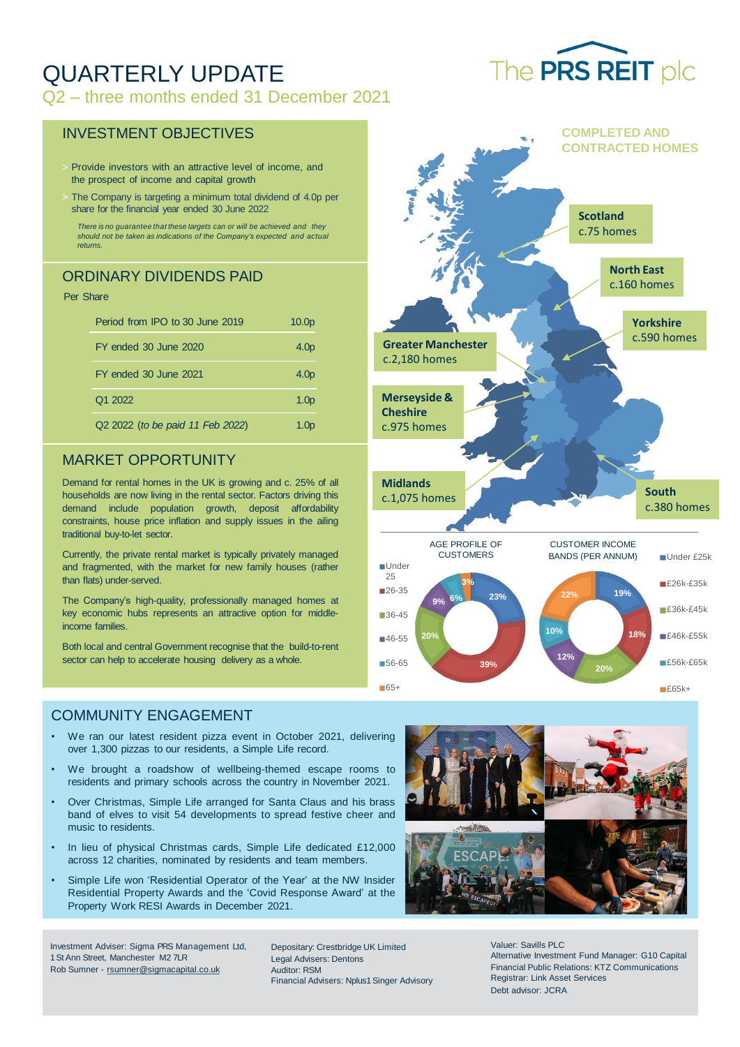# QUARTERLY UPDATE

## Q2 – three months ended 31 December 2021

The PRS REIT plc

## INVESTMENT OBJECTIVES

- Provide investors with an attractive level of income, and the prospect of income and capital growth
- The Company is targeting a minimum total dividend of 4.0p per share for the financial year ended 30 June 2022

*There is no guarantee that these targets can or will be achieved and they should not be taken as indications of the Company's expected and actual returns.*

## ORDINARY DIVIDENDS PAID

Per Share

| | |
|---|---|
| Period from IPO to 30 June 2019 | 10.0p |
| FY ended 30 June 2020 | 4.0p |
| FY ended 30 June 2021 | 4.0p |
| Q1 2022 | 1.0p |
| Q2 2022 (*to be paid 11 Feb 2022*) | 1.0p |

## MARKET OPPORTUNITY

Demand for rental homes in the UK is growing and c. 25% of all households are now living in the rental sector. Factors driving this demand include population growth, deposit affordability constraints, house price inflation and supply issues in the ailing traditional buy-to-let sector.

Currently, the private rental market is typically privately managed and fragmented, with the market for new family houses (rather than flats) under-served.

The Company's high-quality, professionally managed homes at key economic hubs represents an attractive option for middle-income families.

Both local and central Government recognise that the build-to-rent sector can help to accelerate housing delivery as a whole.

## COMPLETED AND CONTRACTED HOMES

**Scotland** c.75 homes

**North East** c.160 homes

**Yorkshire** c.590 homes

**Greater Manchester** c.2,180 homes

**Merseyside & Cheshire** c.975 homes

**Midlands** c.1,075 homes

**South** c.380 homes

AGE PROFILE OF CUSTOMERS

Under 25, 26-35, 36-45, 46-55, 56-65, 65+

3%, 23%, 39%, 20%, 9%, 6%

CUSTOMER INCOME BANDS (PER ANNUM)

Under £25k, £26k-£35k, £36k-£45k, £46k-£55k, £56k-£65k, £65k+

19%, 18%, 20%, 12%, 10%, 22%

## COMMUNITY ENGAGEMENT

- We ran our latest resident pizza event in October 2021, delivering over 1,300 pizzas to our residents, a Simple Life record.
- We brought a roadshow of wellbeing-themed escape rooms to residents and primary schools across the country in November 2021.
- Over Christmas, Simple Life arranged for Santa Claus and his brass band of elves to visit 54 developments to spread festive cheer and music to residents.
- In lieu of physical Christmas cards, Simple Life dedicated £12,000 across 12 charities, nominated by residents and team members.
- Simple Life won 'Residential Operator of the Year' at the NW Insider Residential Property Awards and the 'Covid Response Award' at the Property Work RESI Awards in December 2021.

Investment Adviser: Sigma PRS Management Ltd, 1 St Ann Street, Manchester M2 7LR
Rob Sumner - rsumner@sigmacapital.co.uk

Depositary: Crestbridge UK Limited
Legal Advisers: Dentons
Auditor: RSM
Financial Advisers: Nplus1 Singer Advisory

Valuer: Savills PLC
Alternative Investment Fund Manager: G10 Capital
Financial Public Relations: KTZ Communications
Registrar: Link Asset Services
Debt advisor: JCRA